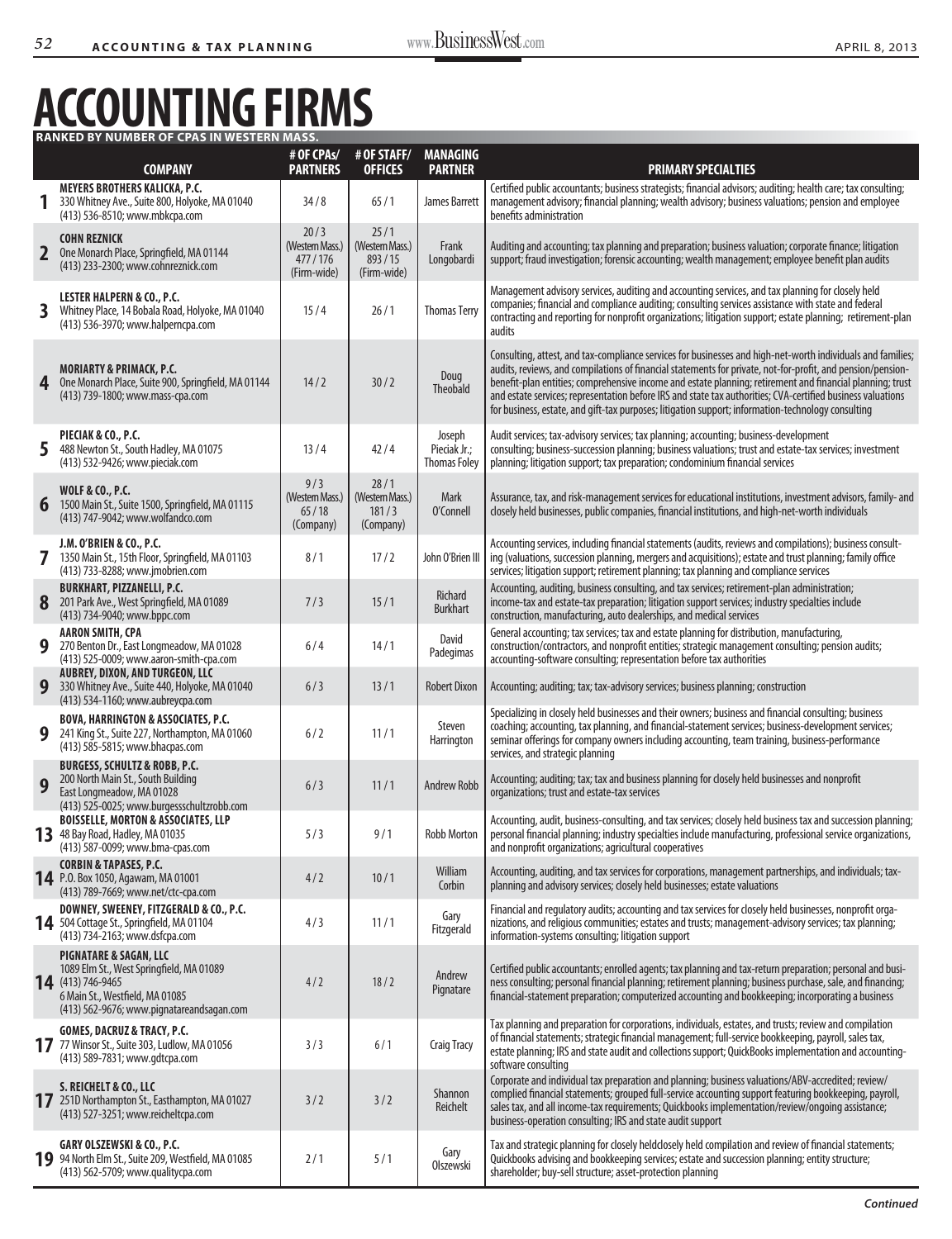# ACCOUNTING FIRMS

**RANKED BY NUMBER OF CPAS IN WESTERN MASS.**

| | COMPANY | # OF CPAs/ PARTNERS | # OF STAFF/ OFFICES | MANAGING PARTNER | PRIMARY SPECIALTIES |
|---|---|---|---|---|---|
| 1 | **MEYERS BROTHERS KALICKA, P.C.** 330 Whitney Ave., Suite 800, Holyoke, MA 01040 (413) 536-8510; www.mbkcpa.com | 34 / 8 | 65 / 1 | James Barrett | Certified public accountants; business strategists; financial advisors; auditing; health care; tax consulting; management advisory; financial planning; wealth advisory; business valuations; pension and employee benefits administration |
| 2 | **COHN REZNICK** One Monarch Place, Springfield, MA 01144 (413) 233-2300; www.cohnreznick.com | 20 / 3 (Western Mass.) 477 / 176 (Firm-wide) | 25 / 1 (Western Mass.) 893 / 15 (Firm-wide) | Frank Longobardi | Auditing and accounting; tax planning and preparation; business valuation; corporate finance; litigation support; fraud investigation; forensic accounting; wealth management; employee benefit plan audits |
| 3 | **LESTER HALPERN & CO., P.C.** Whitney Place, 14 Bobala Road, Holyoke, MA 01040 (413) 536-3970; www.halperncpa.com | 15 / 4 | 26 / 1 | Thomas Terry | Management advisory services, auditing and accounting services, and tax planning for closely held companies; financial and compliance auditing; consulting services assistance with state and federal contracting and reporting for nonprofit organizations; litigation support; estate planning; retirement-plan audits |
| 4 | **MORIARTY & PRIMACK, P.C.** One Monarch Place, Suite 900, Springfield, MA 01144 (413) 739-1800; www.mass-cpa.com | 14 / 2 | 30 / 2 | Doug Theobald | Consulting, attest, and tax-compliance services for businesses and high-net-worth individuals and families; audits, reviews, and compilations of financial statements for private, not-for-profit, and pension/pension-benefit-plan entities; comprehensive income and estate planning; retirement and financial planning; trust and estate services; representation before IRS and state tax authorities; CVA-certified business valuations for business, estate, and gift-tax purposes; litigation support; information-technology consulting |
| 5 | **PIECIAK & CO., P.C.** 488 Newton St., South Hadley, MA 01075 (413) 532-9426; www.pieciak.com | 13 / 4 | 42 / 4 | Joseph Pieciak Jr.; Thomas Foley | Audit services; tax-advisory services; tax planning; accounting; business-development consulting; business-succession planning; business valuations; trust and estate-tax services; investment planning; litigation support; tax preparation; condominium financial services |
| 6 | **WOLF & CO., P.C.** 1500 Main St., Suite 1500, Springfield, MA 01115 (413) 747-9042; www.wolfandco.com | 9 / 3 (Western Mass.) 65 / 18 (Company) | 28 / 1 (Western Mass.) 181 / 3 (Company) | Mark O'Connell | Assurance, tax, and risk-management services for educational institutions, investment advisors, family- and closely held businesses, public companies, financial institutions, and high-net-worth individuals |
| 7 | **J.M. O'BRIEN & CO., P.C.** 1350 Main St., 15th Floor, Springfield, MA 01103 (413) 733-8288; www.jmobrien.com | 8 / 1 | 17 / 2 | John O'Brien III | Accounting services, including financial statements (audits, reviews and compilations); business consulting (valuations, succession planning, mergers and acquisitions); estate and trust planning; family office services; litigation support; retirement planning; tax planning and compliance services |
| 8 | **BURKHART, PIZZANELLI, P.C.** 201 Park Ave., West Springfield, MA 01089 (413) 734-9040; www.bppc.com | 7 / 3 | 15 / 1 | Richard Burkhart | Accounting, auditing, business consulting, and tax services; retirement-plan administration; income-tax and estate-tax preparation; litigation support services; industry specialties include construction, manufacturing, auto dealerships, and medical services |
| 9 | **AARON SMITH, CPA** 270 Benton Dr., East Longmeadow, MA 01028 (413) 525-0009; www.aaron-smith-cpa.com | 6 / 4 | 14 / 1 | David Padegimas | General accounting; tax services; tax and estate planning for distribution, manufacturing, construction/contractors, and nonprofit entities; strategic management consulting; pension audits; accounting-software consulting; representation before tax authorities |
| 9 | **AUBREY, DIXON, AND TURGEON, LLC** 330 Whitney Ave., Suite 440, Holyoke, MA 01040 (413) 534-1160; www.aubreycpa.com | 6 / 3 | 13 / 1 | Robert Dixon | Accounting; auditing; tax; tax-advisory services; business planning; construction |
| 9 | **BOVA, HARRINGTON & ASSOCIATES, P.C.** 241 King St., Suite 227, Northampton, MA 01060 (413) 585-5815; www.bhacpas.com | 6 / 2 | 11 / 1 | Steven Harrington | Specializing in closely held businesses and their owners; business and financial consulting; business coaching; accounting, tax planning, and financial-statement services; business-development services; seminar offerings for company owners including accounting, team training, business-performance services, and strategic planning |
| 9 | **BURGESS, SCHULTZ & ROBB, P.C.** 200 North Main St., South Building East Longmeadow, MA 01028 (413) 525-0025; www.burgessschultzrobb.com | 6 / 3 | 11 / 1 | Andrew Robb | Accounting; auditing; tax; tax and business planning for closely held businesses and nonprofit organizations; trust and estate-tax services |
| 13 | **BOISSELLE, MORTON & ASSOCIATES, LLP** 48 Bay Road, Hadley, MA 01035 (413) 587-0099; www.bma-cpas.com | 5 / 3 | 9 / 1 | Robb Morton | Accounting, audit, business-consulting, and tax services; closely held business tax and succession planning; personal financial planning; industry specialties include manufacturing, professional service organizations, and nonprofit organizations; agricultural cooperatives |
| 14 | **CORBIN & TAPASES, P.C.** P.O. Box 1050, Agawam, MA 01001 (413) 789-7669; www.net/ctc-cpa.com | 4 / 2 | 10 / 1 | William Corbin | Accounting, auditing, and tax services for corporations, management partnerships, and individuals; tax-planning and advisory services; closely held businesses; estate valuations |
| 14 | **DOWNEY, SWEENEY, FITZGERALD & CO., P.C.** 504 Cottage St., Springfield, MA 01104 (413) 734-2163; www.dsfcpa.com | 4 / 3 | 11 / 1 | Gary Fitzgerald | Financial and regulatory audits; accounting and tax services for closely held businesses, nonprofit organizations, and religious communities; estates and trusts; management-advisory services; tax planning; information-systems consulting; litigation support |
| 14 | **PIGNATARE & SAGAN, LLC** 1089 Elm St., West Springfield, MA 01089 (413) 746-9465 6 Main St., Westfield, MA 01085 (413) 562-9676; www.pignatareandsagan.com | 4 / 2 | 18 / 2 | Andrew Pignatare | Certified public accountants; enrolled agents; tax planning and tax-return preparation; personal and business consulting; personal financial planning; retirement planning; business purchase, sale, and financing; financial-statement preparation; computerized accounting and bookkeeping; incorporating a business |
| 17 | **GOMES, DACRUZ & TRACY, P.C.** 77 Winsor St., Suite 303, Ludlow, MA 01056 (413) 589-7831; www.gdtcpa.com | 3 / 3 | 6 / 1 | Craig Tracy | Tax planning and preparation for corporations, individuals, estates, and trusts; review and compilation of financial statements; strategic financial management; full-service bookkeeping, payroll, sales tax, estate planning; IRS and state audit and collections support; QuickBooks implementation and accounting-software consulting |
| 17 | **S. REICHELT & CO., LLC** 251D Northampton St., Easthampton, MA 01027 (413) 527-3251; www.reicheltcpa.com | 3 / 2 | 3 / 2 | Shannon Reichelt | Corporate and individual tax preparation and planning; business valuations/ABV-accredited; review/complied financial statements; grouped full-service accounting support featuring bookkeeping, payroll, sales tax, and all income-tax requirements; Quickbooks implementation/review/ongoing assistance; business-operation consulting; IRS and state audit support |
| 19 | **GARY OLSZEWSKI & CO., P.C.** 94 North Elm St., Suite 209, Westfield, MA 01085 (413) 562-5709; www.qualitycpa.com | 2 / 1 | 5 / 1 | Gary Olszewski | Tax and strategic planning for closely heldclosely held compilation and review of financial statements; Quickbooks advising and bookkeeping services; estate and succession planning; entity structure; shareholder; buy-sell structure; asset-protection planning |

*Continued*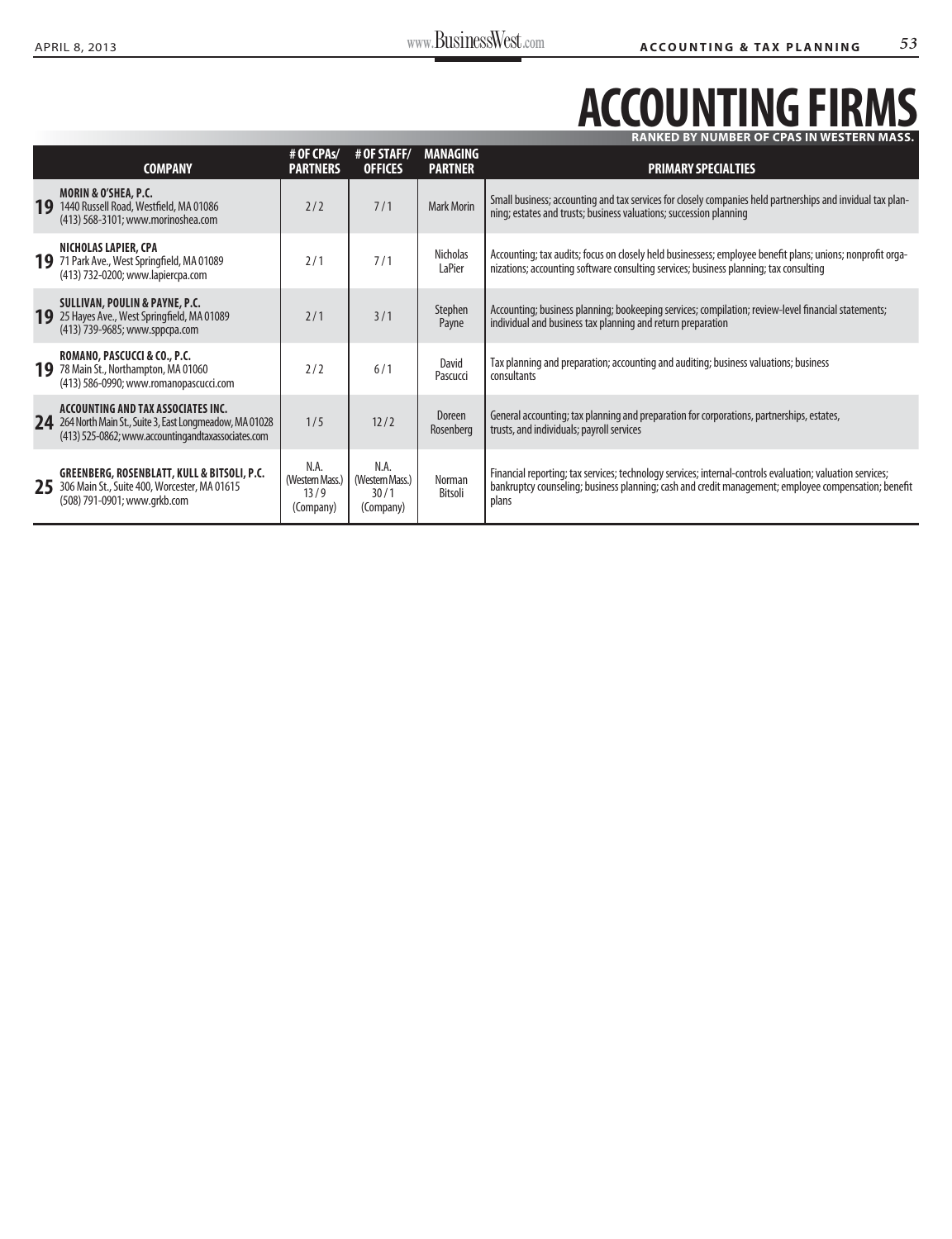# ACCOUNTING FIRMS

**RANKED BY NUMBER OF CPAS IN WESTERN MASS.**

| | COMPANY | # OF CPAs/ PARTNERS | # OF STAFF/ OFFICES | MANAGING PARTNER | PRIMARY SPECIALTIES |
|---|---|---|---|---|---|
| 19 | **MORIN & O'SHEA, P.C.** 1440 Russell Road, Westfield, MA 01086 (413) 568-3101; www.morinoshea.com | 2 / 2 | 7 / 1 | Mark Morin | Small business; accounting and tax services for closely companies held partnerships and invidual tax planning; estates and trusts; business valuations; succession planning |
| 19 | **NICHOLAS LAPIER, CPA** 71 Park Ave., West Springfield, MA 01089 (413) 732-0200; www.lapiercpa.com | 2 / 1 | 7 / 1 | Nicholas LaPier | Accounting; tax audits; focus on closely held businessess; employee benefit plans; unions; nonprofit organizations; accounting software consulting services; business planning; tax consulting |
| 19 | **SULLIVAN, POULIN & PAYNE, P.C.** 25 Hayes Ave., West Springfield, MA 01089 (413) 739-9685; www.sppcpa.com | 2 / 1 | 3 / 1 | Stephen Payne | Accounting; business planning; bookeeping services; compilation; review-level financial statements; individual and business tax planning and return preparation |
| 19 | **ROMANO, PASCUCCI & CO., P.C.** 78 Main St., Northampton, MA 01060 (413) 586-0990; www.romanopascucci.com | 2 / 2 | 6 / 1 | David Pascucci | Tax planning and preparation; accounting and auditing; business valuations; business consultants |
| 24 | **ACCOUNTING AND TAX ASSOCIATES INC.** 264 North Main St., Suite 3, East Longmeadow, MA 01028 (413) 525-0862; www.accountingandtaxassociates.com | 1 / 5 | 12 / 2 | Doreen Rosenberg | General accounting; tax planning and preparation for corporations, partnerships, estates, trusts, and individuals; payroll services |
| 25 | **GREENBERG, ROSENBLATT, KULL & BITSOLI, P.C.** 306 Main St., Suite 400, Worcester, MA 01615 (508) 791-0901; www.grkb.com | N.A. (Western Mass.) 13 / 9 (Company) | N.A. (Western Mass.) 30 / 1 (Company) | Norman Bitsoli | Financial reporting; tax services; technology services; internal-controls evaluation; valuation services; bankruptcy counseling; business planning; cash and credit management; employee compensation; benefit plans |